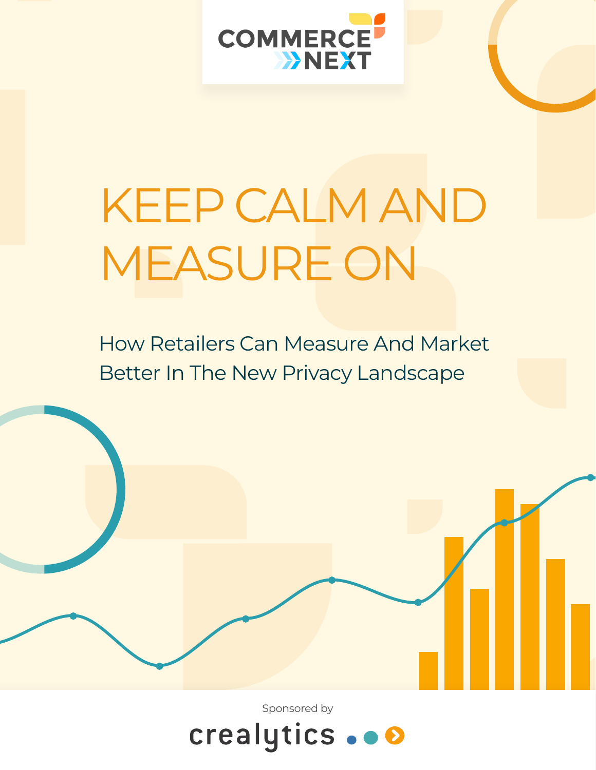COMMERCE NEXT

# KEEP CALM AND MEASURE ON

## How Retailers Can Measure And Market Better In The New Privacy Landscape

Sponsored by

crealytics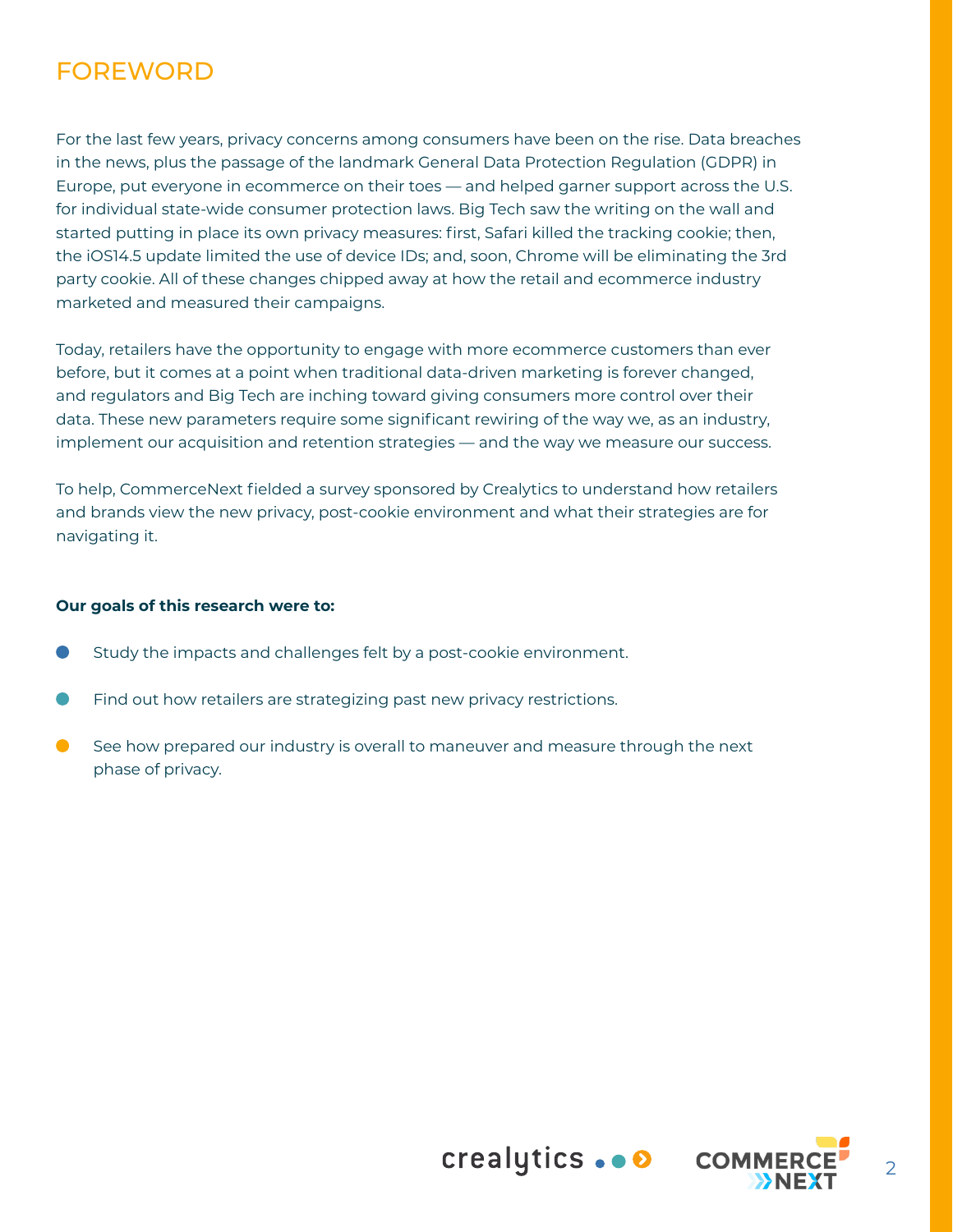# FOREWORD

For the last few years, privacy concerns among consumers have been on the rise. Data breaches in the news, plus the passage of the landmark General Data Protection Regulation (GDPR) in Europe, put everyone in ecommerce on their toes — and helped garner support across the U.S. for individual state-wide consumer protection laws. Big Tech saw the writing on the wall and started putting in place its own privacy measures: first, Safari killed the tracking cookie; then, the iOS14.5 update limited the use of device IDs; and, soon, Chrome will be eliminating the 3rd party cookie. All of these changes chipped away at how the retail and ecommerce industry marketed and measured their campaigns.

Today, retailers have the opportunity to engage with more ecommerce customers than ever before, but it comes at a point when traditional data-driven marketing is forever changed, and regulators and Big Tech are inching toward giving consumers more control over their data. These new parameters require some significant rewiring of the way we, as an industry, implement our acquisition and retention strategies — and the way we measure our success.

To help, CommerceNext fielded a survey sponsored by Crealytics to understand how retailers and brands view the new privacy, post-cookie environment and what their strategies are for navigating it.

**Our goals of this research were to:**

- Study the impacts and challenges felt by a post-cookie environment.
- Find out how retailers are strategizing past new privacy restrictions.
- See how prepared our industry is overall to maneuver and measure through the next phase of privacy.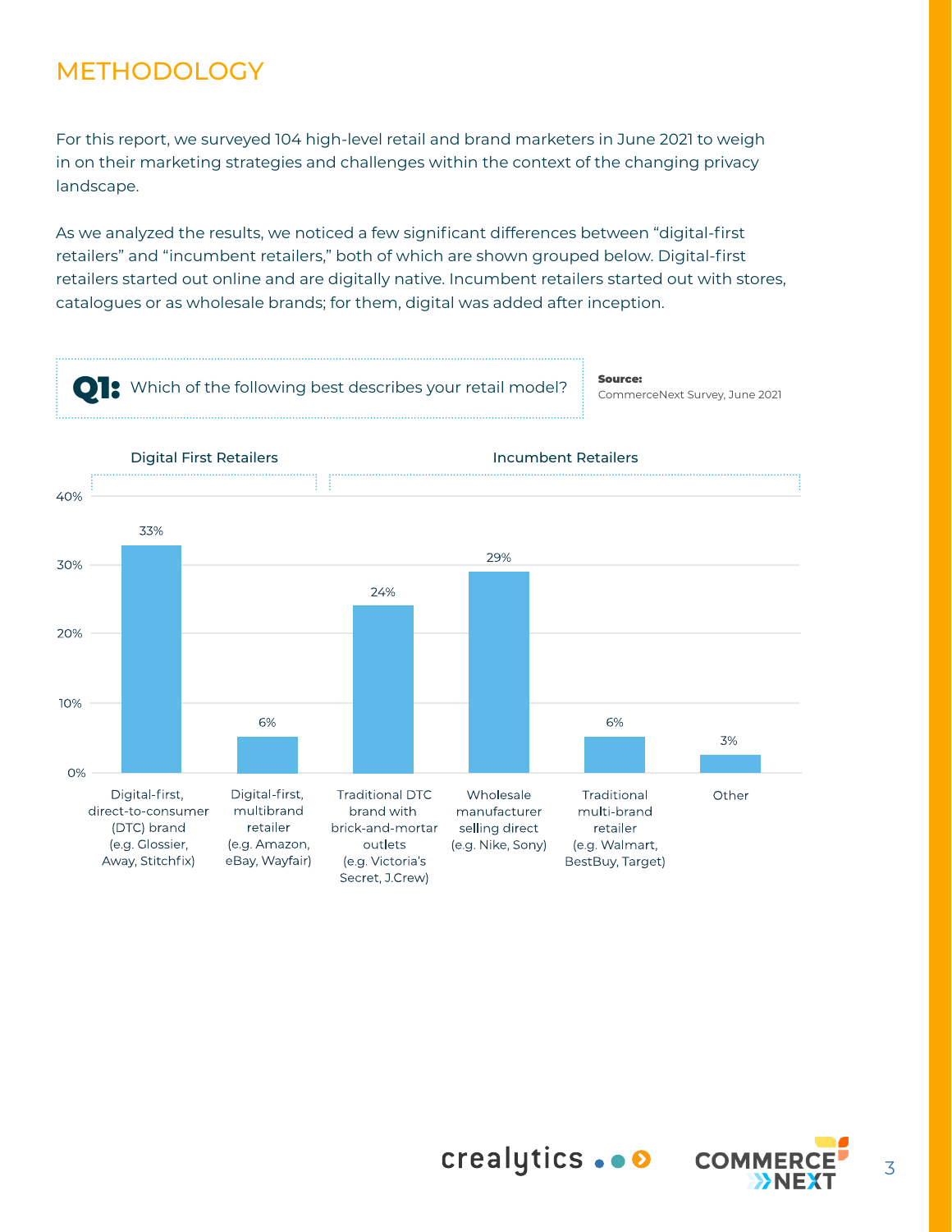# METHODOLOGY

For this report, we surveyed 104 high-level retail and brand marketers in June 2021 to weigh in on their marketing strategies and challenges within the context of the changing privacy landscape.

As we analyzed the results, we noticed a few significant differences between "digital-first retailers" and "incumbent retailers," both of which are shown grouped below. Digital-first retailers started out online and are digitally native. Incumbent retailers started out with stores, catalogues or as wholesale brands; for them, digital was added after inception.

**Q1:** Which of the following best describes your retail model?

**Source:** CommerceNext Survey, June 2021

| Group | Retail model | % |
|---|---|---|
| Digital First Retailers | Digital-first, direct-to-consumer (DTC) brand (e.g. Glossier, Away, Stitchfix) | 33% |
| | Digital-first, multibrand retailer (e.g. Amazon, eBay, Wayfair) | 6% |
| Incumbent Retailers | Traditional DTC brand with brick-and-mortar outlets (e.g. Victoria's Secret, J.Crew) | 24% |
| | Wholesale manufacturer selling direct (e.g. Nike, Sony) | 29% |
| | Traditional multi-brand retailer (e.g. Walmart, BestBuy, Target) | 6% |
| | Other | 3% |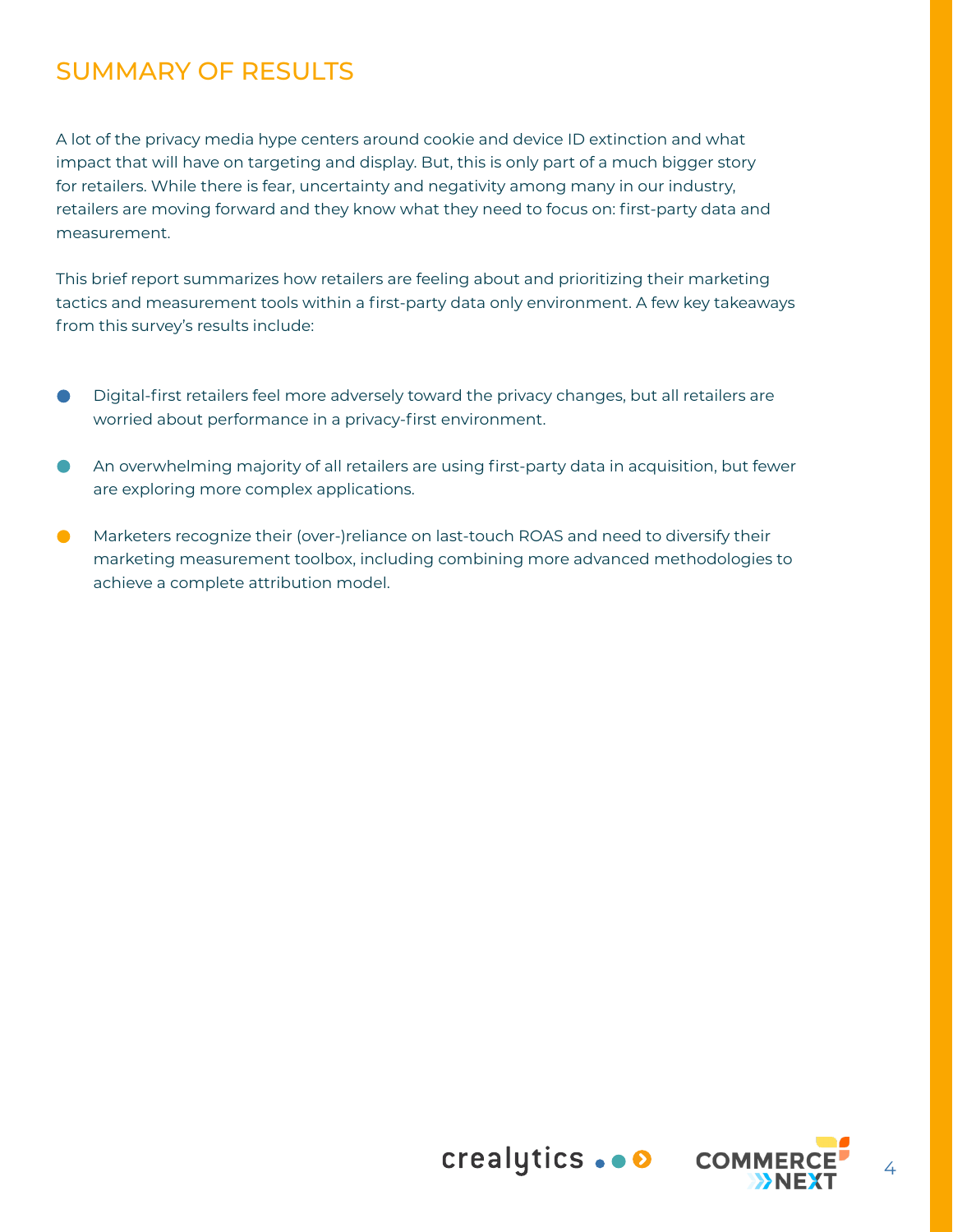# SUMMARY OF RESULTS

A lot of the privacy media hype centers around cookie and device ID extinction and what impact that will have on targeting and display. But, this is only part of a much bigger story for retailers. While there is fear, uncertainty and negativity among many in our industry, retailers are moving forward and they know what they need to focus on: first-party data and measurement.

This brief report summarizes how retailers are feeling about and prioritizing their marketing tactics and measurement tools within a first-party data only environment. A few key takeaways from this survey's results include:

- Digital-first retailers feel more adversely toward the privacy changes, but all retailers are worried about performance in a privacy-first environment.
- An overwhelming majority of all retailers are using first-party data in acquisition, but fewer are exploring more complex applications.
- Marketers recognize their (over-)reliance on last-touch ROAS and need to diversify their marketing measurement toolbox, including combining more advanced methodologies to achieve a complete attribution model.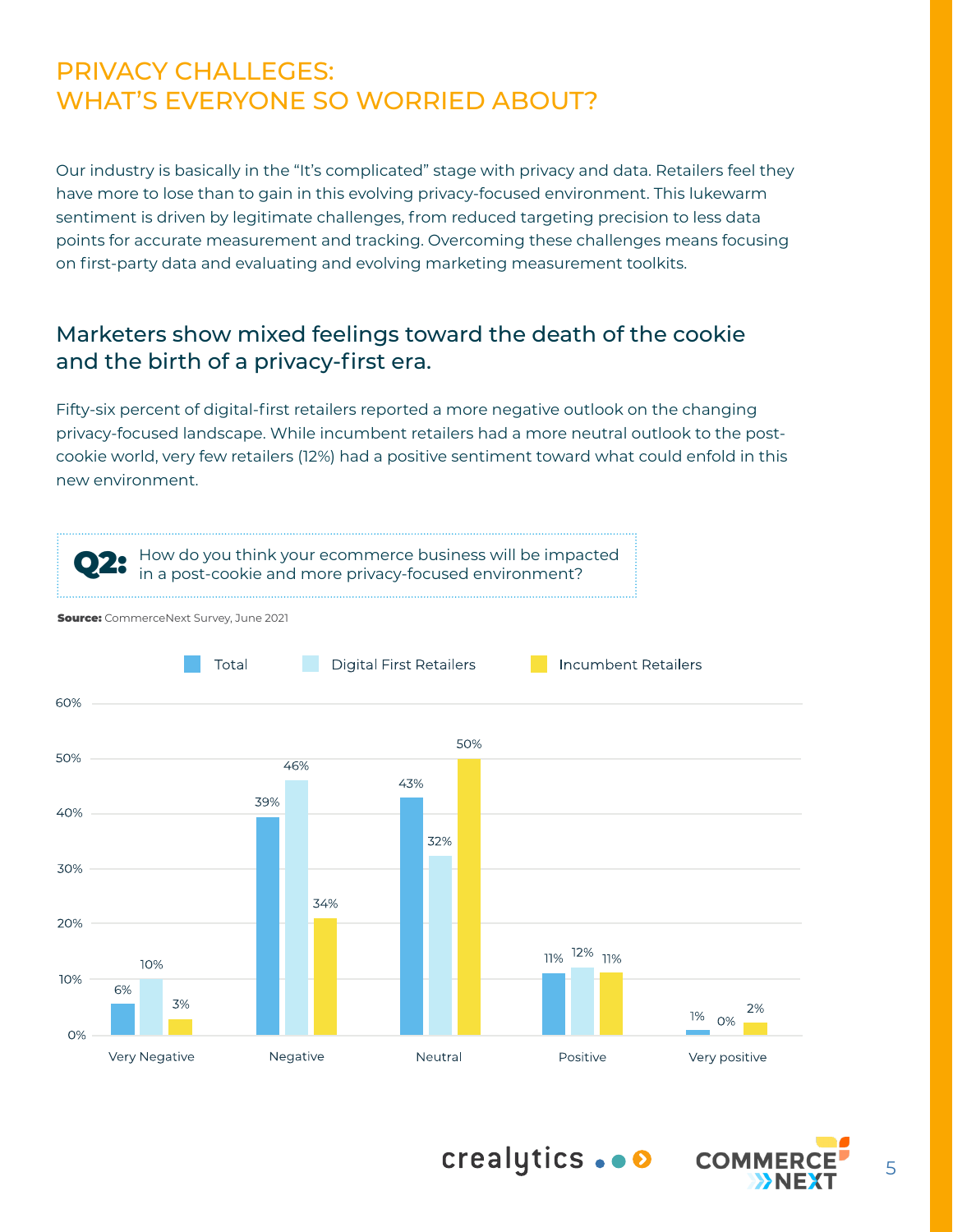# PRIVACY CHALLEGES: WHAT'S EVERYONE SO WORRIED ABOUT?

Our industry is basically in the "It's complicated" stage with privacy and data. Retailers feel they have more to lose than to gain in this evolving privacy-focused environment. This lukewarm sentiment is driven by legitimate challenges, from reduced targeting precision to less data points for accurate measurement and tracking. Overcoming these challenges means focusing on first-party data and evaluating and evolving marketing measurement toolkits.

## Marketers show mixed feelings toward the death of the cookie and the birth of a privacy-first era.

Fifty-six percent of digital-first retailers reported a more negative outlook on the changing privacy-focused landscape. While incumbent retailers had a more neutral outlook to the post-cookie world, very few retailers (12%) had a positive sentiment toward what could enfold in this new environment.

**Q2:** How do you think your ecommerce business will be impacted in a post-cookie and more privacy-focused environment?

**Source:** CommerceNext Survey, June 2021

| | Total | Digital First Retailers | Incumbent Retailers |
|---|---|---|---|
| Very Negative | 6% | 10% | 3% |
| Negative | 39% | 46% | 34% |
| Neutral | 43% | 32% | 50% |
| Positive | 11% | 12% | 11% |
| Very positive | 1% | 0% | 2% |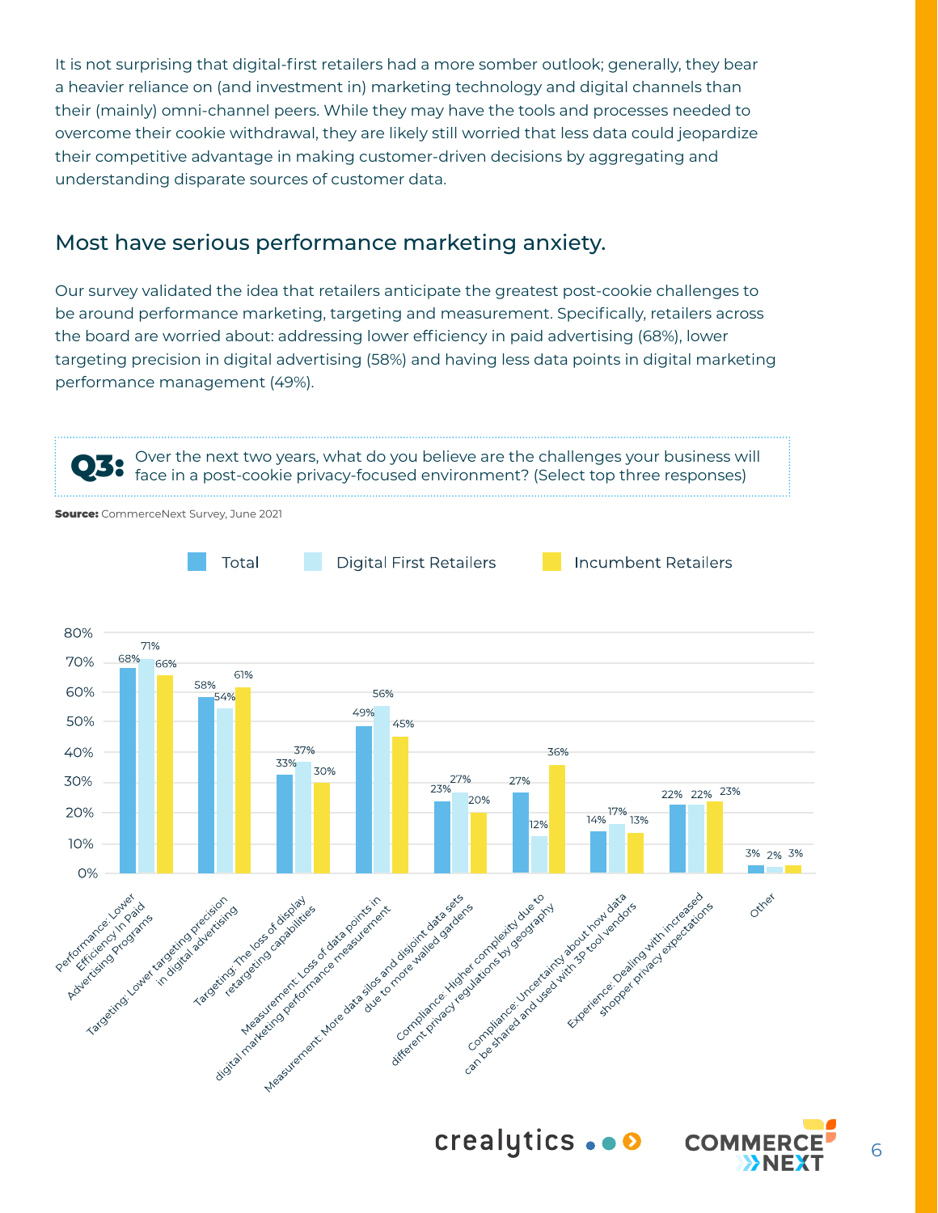It is not surprising that digital-first retailers had a more somber outlook; generally, they bear a heavier reliance on (and investment in) marketing technology and digital channels than their (mainly) omni-channel peers. While they may have the tools and processes needed to overcome their cookie withdrawal, they are likely still worried that less data could jeopardize their competitive advantage in making customer-driven decisions by aggregating and understanding disparate sources of customer data.

## Most have serious performance marketing anxiety.

Our survey validated the idea that retailers anticipate the greatest post-cookie challenges to be around performance marketing, targeting and measurement. Specifically, retailers across the board are worried about: addressing lower efficiency in paid advertising (68%), lower targeting precision in digital advertising (58%) and having less data points in digital marketing performance management (49%).

**Q3:** Over the next two years, what do you believe are the challenges your business will face in a post-cookie privacy-focused environment? (Select top three responses)

**Source:** CommerceNext Survey, June 2021

| Challenge | Total | Digital First Retailers | Incumbent Retailers |
|---|---|---|---|
| Performance: Lower Efficiency In Paid Advertising Programs | 68% | 71% | 66% |
| Targeting: Lower targeting precision in digital advertising | 58% | 54% | 61% |
| Targeting: The loss of display retargeting capabilities | 33% | 37% | 30% |
| Measurement: Loss of data points in digital marketing performance measurement | 49% | 56% | 45% |
| Measurement: More data silos and disjoint data sets due to more walled gardens | 23% | 27% | 20% |
| Compliance: Higher complexity due to different privacy regulations by geography | 27% | 12% | 36% |
| Compliance: Uncertainty about how data can be shared and used with 3P tool vendors | 14% | 17% | 13% |
| Experience: Dealing with increased shopper privacy expectations | 22% | 22% | 23% |
| Other | 3% | 2% | 3% |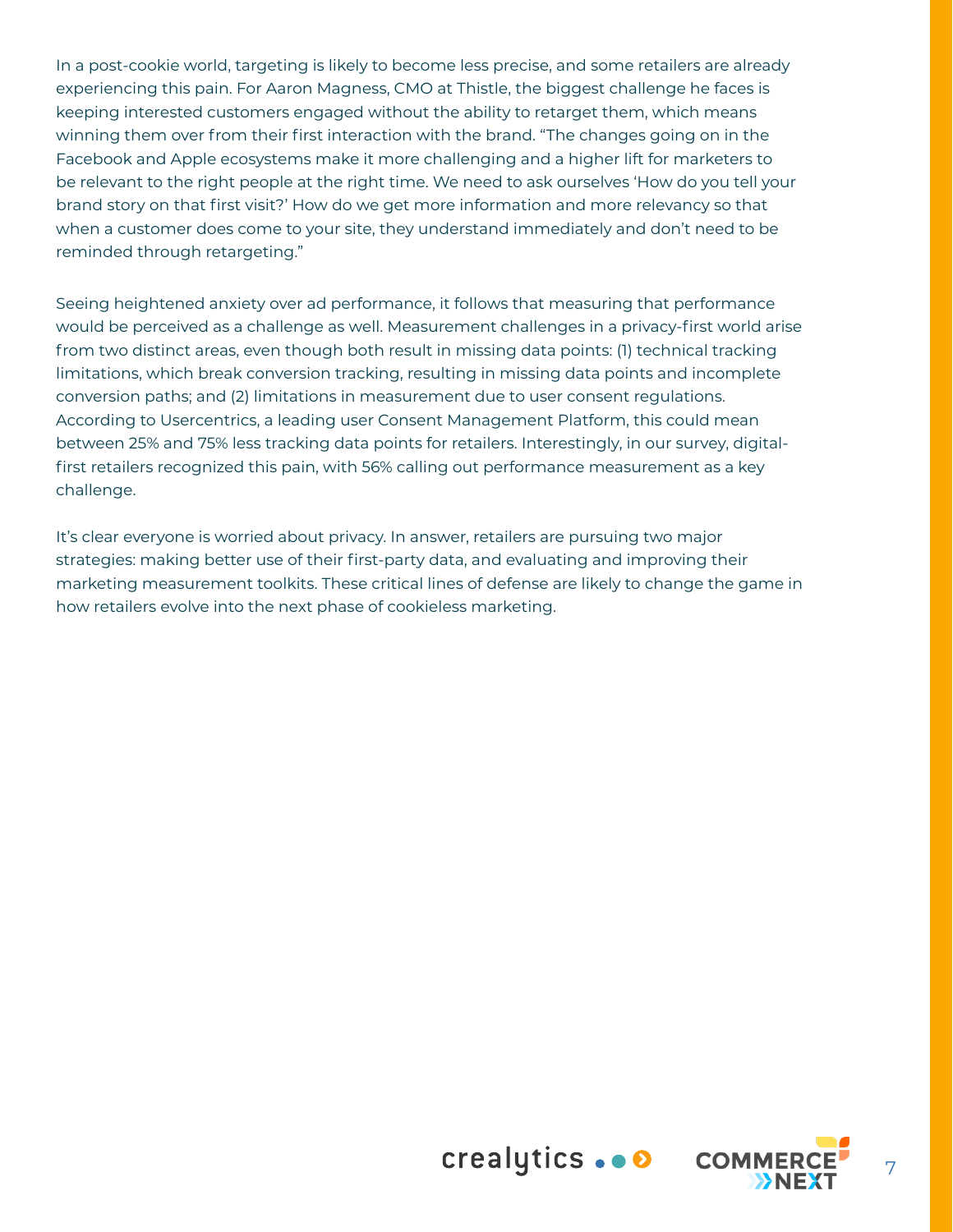In a post-cookie world, targeting is likely to become less precise, and some retailers are already experiencing this pain. For Aaron Magness, CMO at Thistle, the biggest challenge he faces is keeping interested customers engaged without the ability to retarget them, which means winning them over from their first interaction with the brand. "The changes going on in the Facebook and Apple ecosystems make it more challenging and a higher lift for marketers to be relevant to the right people at the right time. We need to ask ourselves 'How do you tell your brand story on that first visit?' How do we get more information and more relevancy so that when a customer does come to your site, they understand immediately and don't need to be reminded through retargeting."

Seeing heightened anxiety over ad performance, it follows that measuring that performance would be perceived as a challenge as well. Measurement challenges in a privacy-first world arise from two distinct areas, even though both result in missing data points: (1) technical tracking limitations, which break conversion tracking, resulting in missing data points and incomplete conversion paths; and (2) limitations in measurement due to user consent regulations. According to Usercentrics, a leading user Consent Management Platform, this could mean between 25% and 75% less tracking data points for retailers. Interestingly, in our survey, digital-first retailers recognized this pain, with 56% calling out performance measurement as a key challenge.

It's clear everyone is worried about privacy. In answer, retailers are pursuing two major strategies: making better use of their first-party data, and evaluating and improving their marketing measurement toolkits. These critical lines of defense are likely to change the game in how retailers evolve into the next phase of cookieless marketing.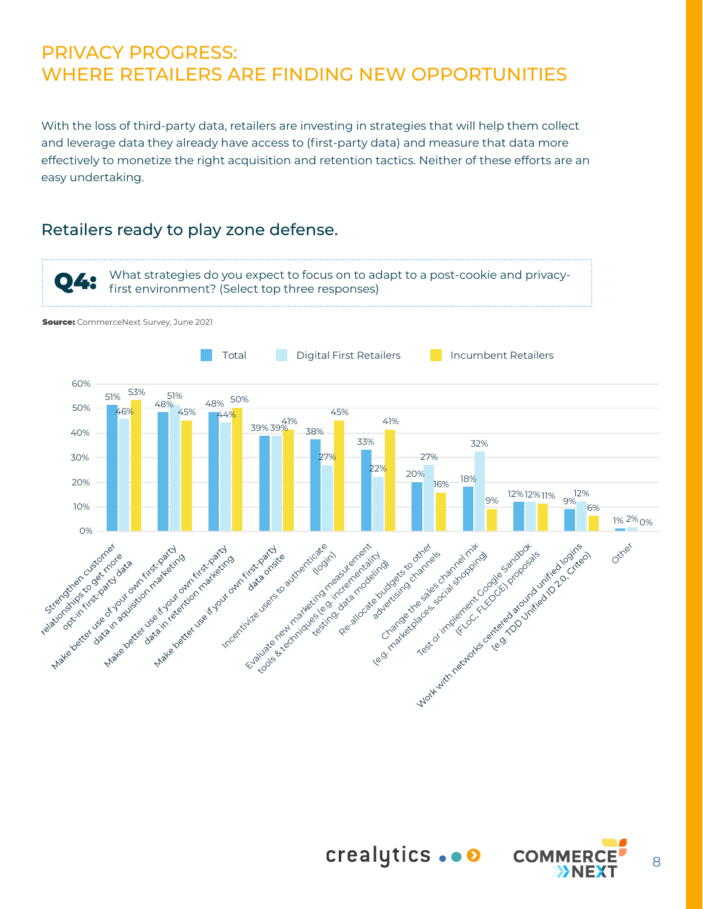# PRIVACY PROGRESS: WHERE RETAILERS ARE FINDING NEW OPPORTUNITIES

With the loss of third-party data, retailers are investing in strategies that will help them collect and leverage data they already have access to (first-party data) and measure that data more effectively to monetize the right acquisition and retention tactics. Neither of these efforts are an easy undertaking.

## Retailers ready to play zone defense.

**Q4:** What strategies do you expect to focus on to adapt to a post-cookie and privacy-first environment? (Select top three responses)

**Source:** CommerceNext Survey, June 2021

| Strategy | Total | Digital First Retailers | Incumbent Retailers |
| --- | --- | --- | --- |
| Strengthen customer relationships to get more opt-in first-party data | 51% | 46% | 53% |
| Make better use of your own first-party data in acquisition marketing | 48% | 51% | 45% |
| Make better use if your own first-party data in retention marketing | 48% | 44% | 50% |
| Make better use if your own first-party data onsite | 39% | 39% | 41% |
| Incentivize users to authenticate (login) | 38% | 27% | 45% |
| Evaluate new marketing measurement tools & techniques (e.g. incrementality testing, data modeling) | 33% | 22% | 41% |
| Re-allocate budgets to other advertising channels | 20% | 27% | 16% |
| Change the sales channel mix (e.g. marketplaces, social shopping) | 18% | 32% | 9% |
| Test or implement Google Sandbox (FLoC, FLEDGE) proposals | 12% | 12% | 11% |
| Work with networks centered around unified logins (e.g. TDD Unified ID 2.0, Criteo) | 9% | 12% | 6% |
| Other | 1% | 2% | 0% |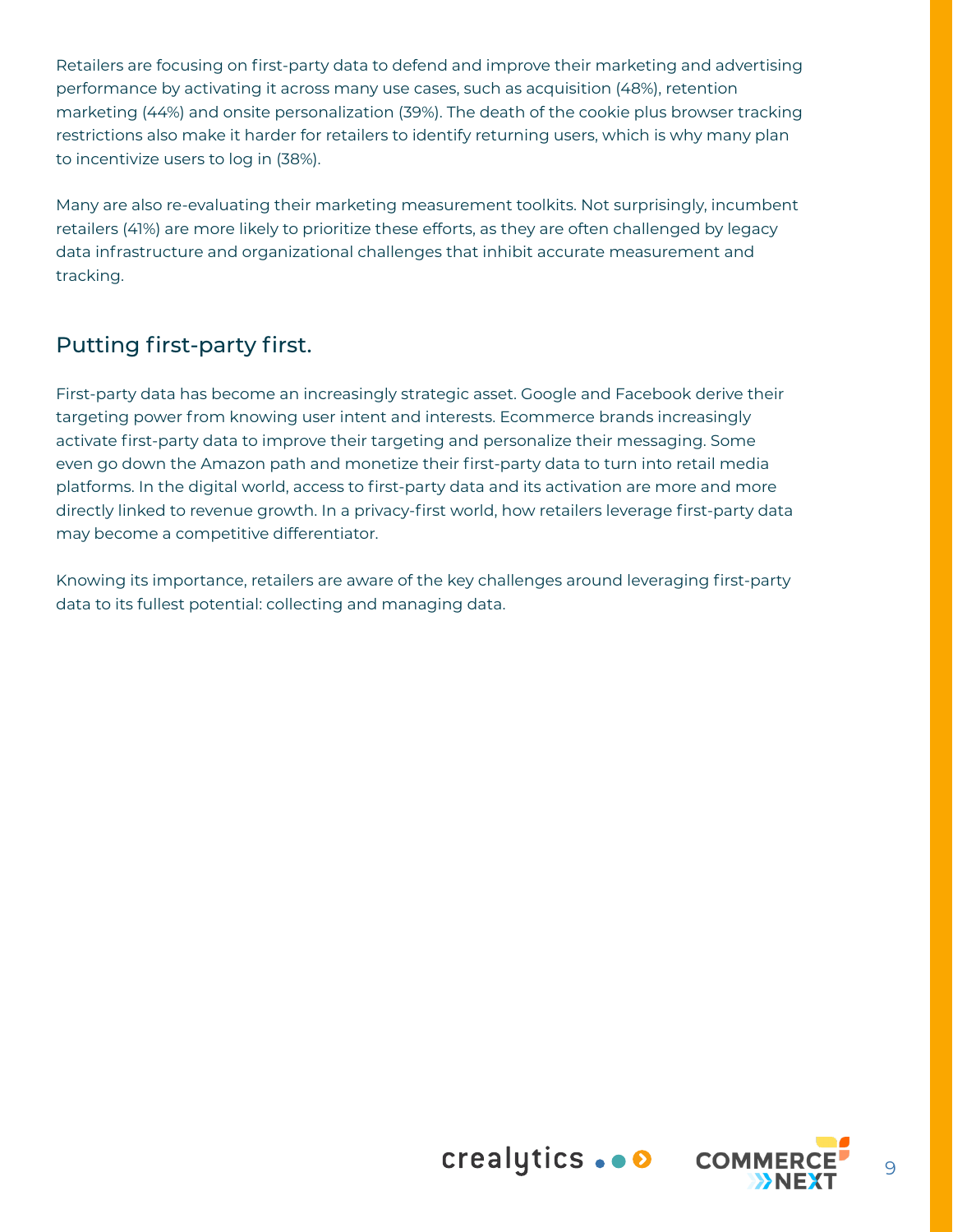Retailers are focusing on first-party data to defend and improve their marketing and advertising performance by activating it across many use cases, such as acquisition (48%), retention marketing (44%) and onsite personalization (39%). The death of the cookie plus browser tracking restrictions also make it harder for retailers to identify returning users, which is why many plan to incentivize users to log in (38%).

Many are also re-evaluating their marketing measurement toolkits. Not surprisingly, incumbent retailers (41%) are more likely to prioritize these efforts, as they are often challenged by legacy data infrastructure and organizational challenges that inhibit accurate measurement and tracking.

## Putting first-party first.

First-party data has become an increasingly strategic asset. Google and Facebook derive their targeting power from knowing user intent and interests. Ecommerce brands increasingly activate first-party data to improve their targeting and personalize their messaging. Some even go down the Amazon path and monetize their first-party data to turn into retail media platforms. In the digital world, access to first-party data and its activation are more and more directly linked to revenue growth. In a privacy-first world, how retailers leverage first-party data may become a competitive differentiator.

Knowing its importance, retailers are aware of the key challenges around leveraging first-party data to its fullest potential: collecting and managing data.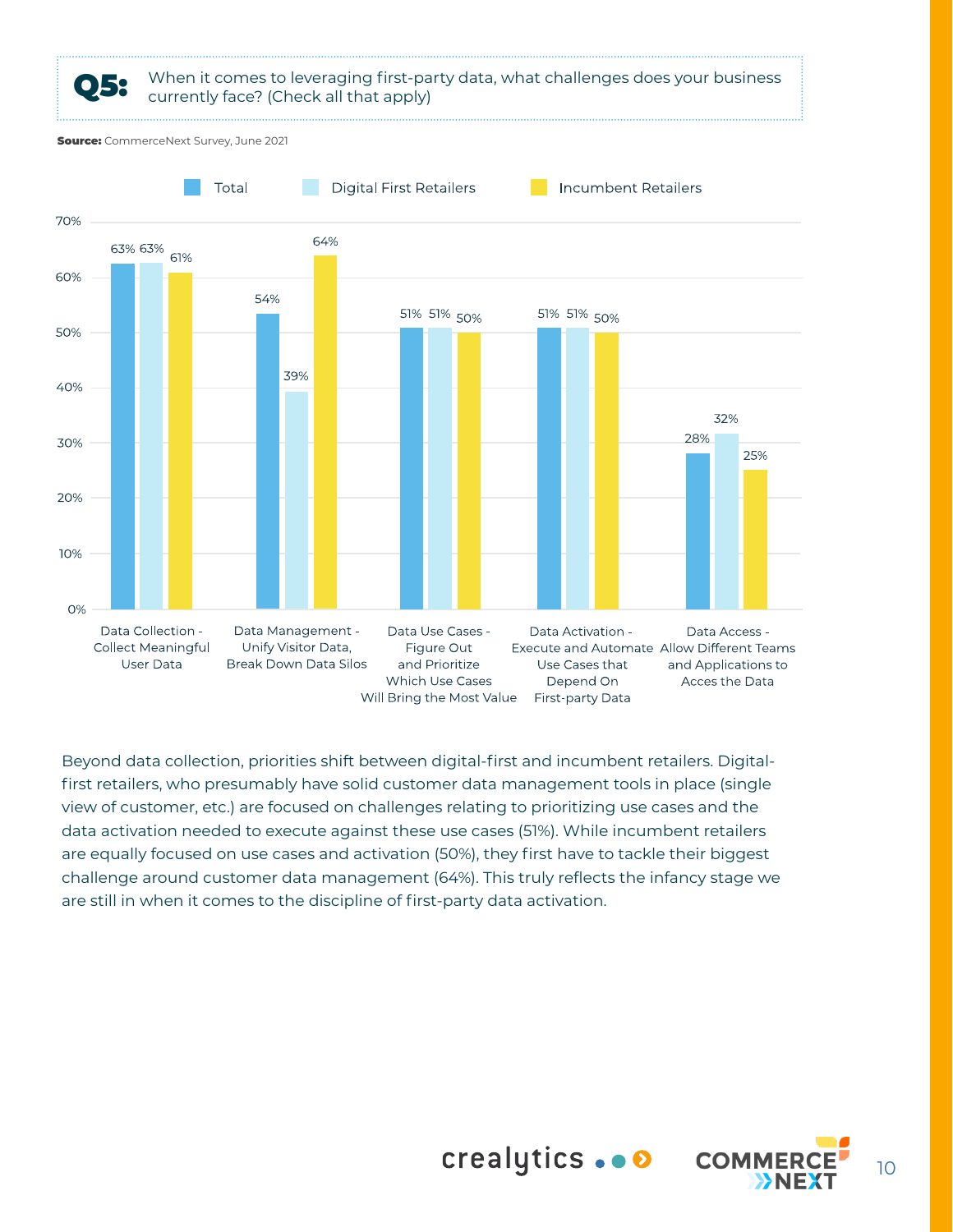**Q5:** When it comes to leveraging first-party data, what challenges does your business currently face? (Check all that apply)

**Source:** CommerceNext Survey, June 2021

| Challenge | Total | Digital First Retailers | Incumbent Retailers |
|---|---|---|---|
| Data Collection - Collect Meaningful User Data | 63% | 63% | 61% |
| Data Management - Unify Visitor Data, Break Down Data Silos | 54% | 39% | 64% |
| Data Use Cases - Figure Out and Prioritize Which Use Cases Will Bring the Most Value | 51% | 51% | 50% |
| Data Activation - Execute and Automate Use Cases that Depend On First-party Data | 51% | 51% | 50% |
| Data Access - Allow Different Teams and Applications to Acces the Data | 28% | 32% | 25% |

Beyond data collection, priorities shift between digital-first and incumbent retailers. Digital-first retailers, who presumably have solid customer data management tools in place (single view of customer, etc.) are focused on challenges relating to prioritizing use cases and the data activation needed to execute against these use cases (51%). While incumbent retailers are equally focused on use cases and activation (50%), they first have to tackle their biggest challenge around customer data management (64%). This truly reflects the infancy stage we are still in when it comes to the discipline of first-party data activation.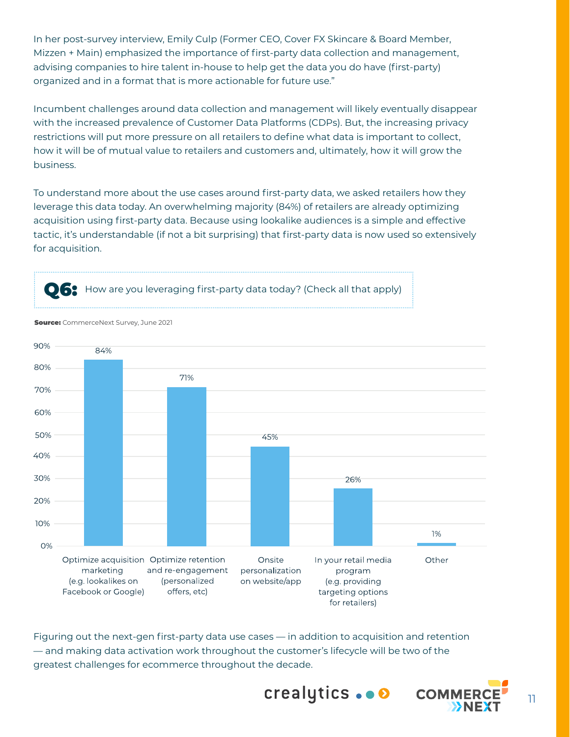In her post-survey interview, Emily Culp (Former CEO, Cover FX Skincare & Board Member, Mizzen + Main) emphasized the importance of first-party data collection and management, advising companies to hire talent in-house to help get the data you do have (first-party) organized and in a format that is more actionable for future use."

Incumbent challenges around data collection and management will likely eventually disappear with the increased prevalence of Customer Data Platforms (CDPs). But, the increasing privacy restrictions will put more pressure on all retailers to define what data is important to collect, how it will be of mutual value to retailers and customers and, ultimately, how it will grow the business.

To understand more about the use cases around first-party data, we asked retailers how they leverage this data today. An overwhelming majority (84%) of retailers are already optimizing acquisition using first-party data. Because using lookalike audiences is a simple and effective tactic, it's understandable (if not a bit surprising) that first-party data is now used so extensively for acquisition.

**Q6:** How are you leveraging first-party data today? (Check all that apply)

**Source:** CommerceNext Survey, June 2021

| Response | Percentage |
| --- | --- |
| Optimize acquisition marketing (e.g. lookalikes on Facebook or Google) | 84% |
| Optimize retention and re-engagement (personalized offers, etc) | 71% |
| Onsite personalization on website/app | 45% |
| In your retail media program (e.g. providing targeting options for retailers) | 26% |
| Other | 1% |

Figuring out the next-gen first-party data use cases — in addition to acquisition and retention — and making data activation work throughout the customer's lifecycle will be two of the greatest challenges for ecommerce throughout the decade.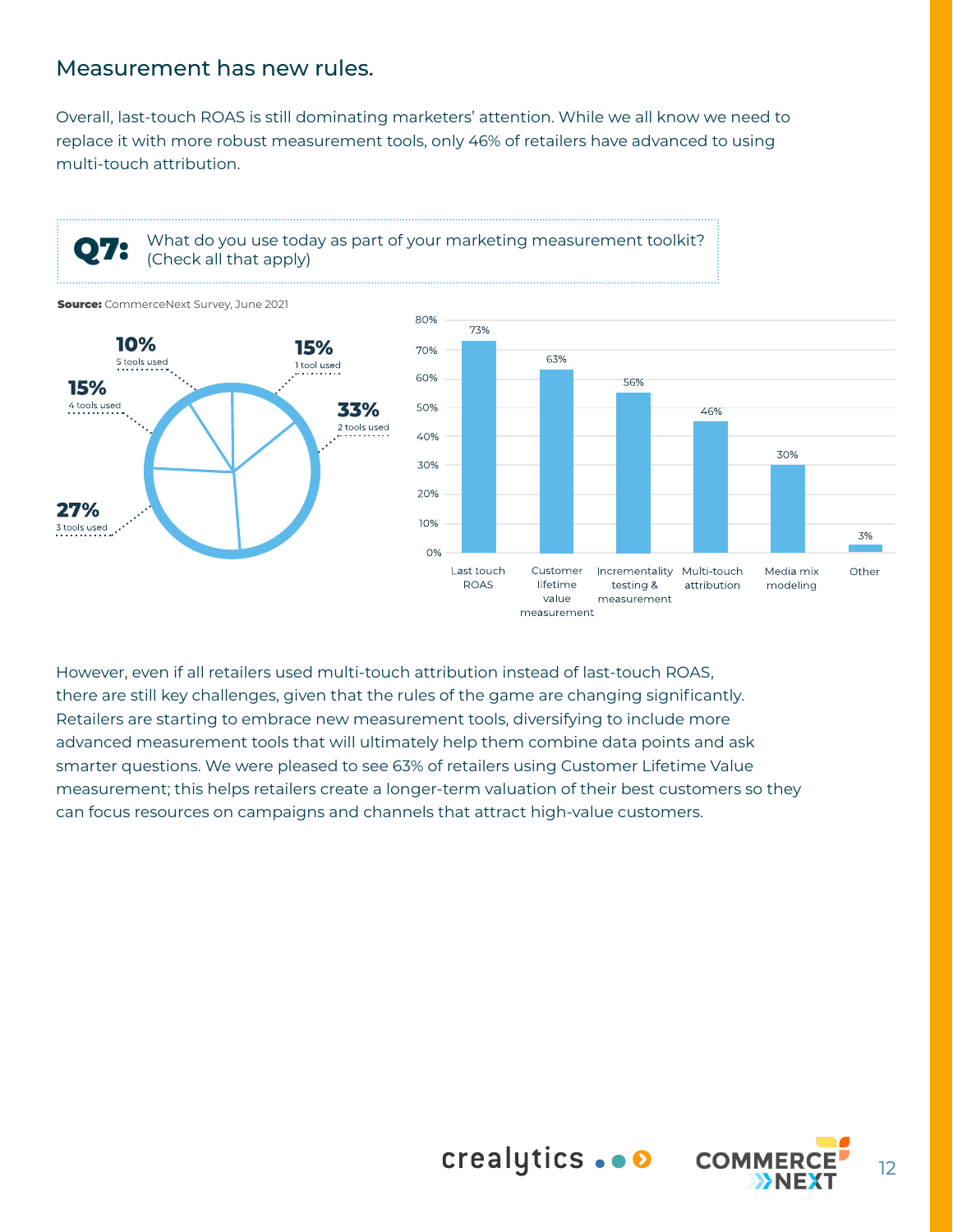## Measurement has new rules.

Overall, last-touch ROAS is still dominating marketers' attention. While we all know we need to replace it with more robust measurement tools, only 46% of retailers have advanced to using multi-touch attribution.

**Q7:** What do you use today as part of your marketing measurement toolkit? (Check all that apply)

**Source:** CommerceNext Survey, June 2021

| Number of tools used | % |
|---|---|
| 1 tool used | 15% |
| 2 tools used | 33% |
| 3 tools used | 27% |
| 4 tools used | 15% |
| 5 tools used | 10% |

| Measurement tool | % |
|---|---|
| Last touch ROAS | 73% |
| Customer lifetime value measurement | 63% |
| Incrementality testing & measurement | 56% |
| Multi-touch attribution | 46% |
| Media mix modeling | 30% |
| Other | 3% |

However, even if all retailers used multi-touch attribution instead of last-touch ROAS, there are still key challenges, given that the rules of the game are changing significantly. Retailers are starting to embrace new measurement tools, diversifying to include more advanced measurement tools that will ultimately help them combine data points and ask smarter questions. We were pleased to see 63% of retailers using Customer Lifetime Value measurement; this helps retailers create a longer-term valuation of their best customers so they can focus resources on campaigns and channels that attract high-value customers.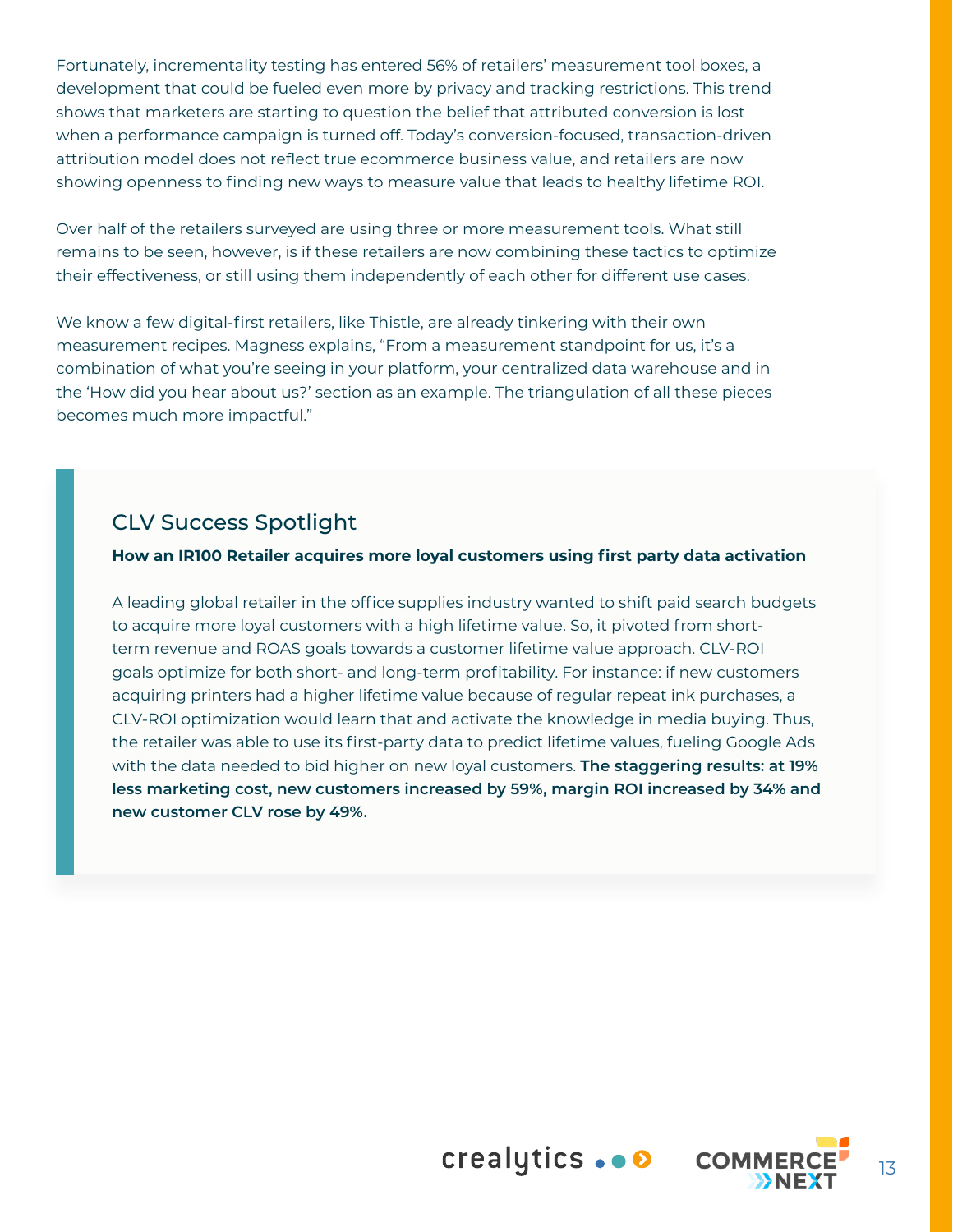Fortunately, incrementality testing has entered 56% of retailers' measurement tool boxes, a development that could be fueled even more by privacy and tracking restrictions. This trend shows that marketers are starting to question the belief that attributed conversion is lost when a performance campaign is turned off. Today's conversion-focused, transaction-driven attribution model does not reflect true ecommerce business value, and retailers are now showing openness to finding new ways to measure value that leads to healthy lifetime ROI.

Over half of the retailers surveyed are using three or more measurement tools. What still remains to be seen, however, is if these retailers are now combining these tactics to optimize their effectiveness, or still using them independently of each other for different use cases.

We know a few digital-first retailers, like Thistle, are already tinkering with their own measurement recipes. Magness explains, "From a measurement standpoint for us, it's a combination of what you're seeing in your platform, your centralized data warehouse and in the 'How did you hear about us?' section as an example. The triangulation of all these pieces becomes much more impactful."

## CLV Success Spotlight

**How an IR100 Retailer acquires more loyal customers using first party data activation**

A leading global retailer in the office supplies industry wanted to shift paid search budgets to acquire more loyal customers with a high lifetime value. So, it pivoted from short-term revenue and ROAS goals towards a customer lifetime value approach. CLV-ROI goals optimize for both short- and long-term profitability. For instance: if new customers acquiring printers had a higher lifetime value because of regular repeat ink purchases, a CLV-ROI optimization would learn that and activate the knowledge in media buying. Thus, the retailer was able to use its first-party data to predict lifetime values, fueling Google Ads with the data needed to bid higher on new loyal customers. **The staggering results: at 19% less marketing cost, new customers increased by 59%, margin ROI increased by 34% and new customer CLV rose by 49%.**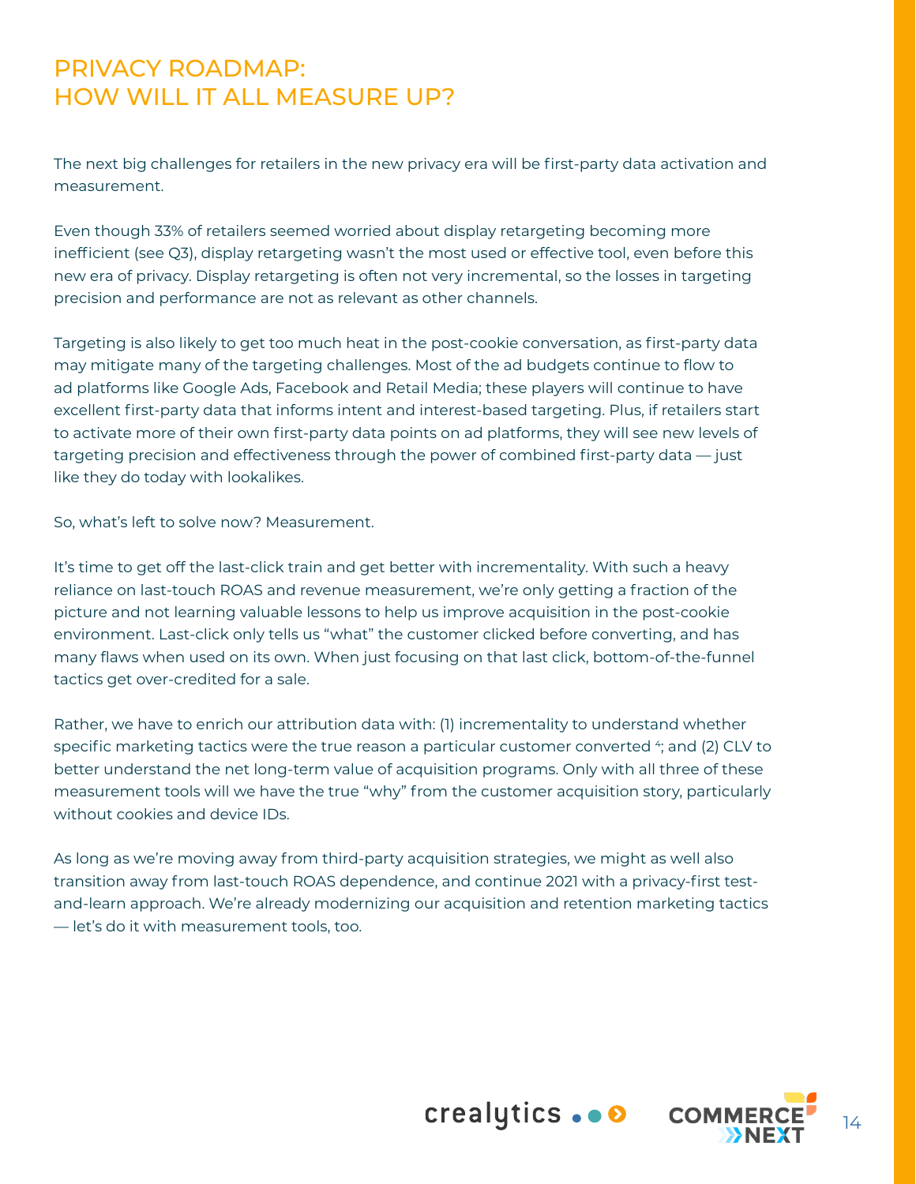# PRIVACY ROADMAP: HOW WILL IT ALL MEASURE UP?

The next big challenges for retailers in the new privacy era will be first-party data activation and measurement.

Even though 33% of retailers seemed worried about display retargeting becoming more inefficient (see Q3), display retargeting wasn't the most used or effective tool, even before this new era of privacy. Display retargeting is often not very incremental, so the losses in targeting precision and performance are not as relevant as other channels.

Targeting is also likely to get too much heat in the post-cookie conversation, as first-party data may mitigate many of the targeting challenges. Most of the ad budgets continue to flow to ad platforms like Google Ads, Facebook and Retail Media; these players will continue to have excellent first-party data that informs intent and interest-based targeting. Plus, if retailers start to activate more of their own first-party data points on ad platforms, they will see new levels of targeting precision and effectiveness through the power of combined first-party data — just like they do today with lookalikes.

So, what's left to solve now? Measurement.

It's time to get off the last-click train and get better with incrementality. With such a heavy reliance on last-touch ROAS and revenue measurement, we're only getting a fraction of the picture and not learning valuable lessons to help us improve acquisition in the post-cookie environment. Last-click only tells us "what" the customer clicked before converting, and has many flaws when used on its own. When just focusing on that last click, bottom-of-the-funnel tactics get over-credited for a sale.

Rather, we have to enrich our attribution data with: (1) incrementality to understand whether specific marketing tactics were the true reason a particular customer converted [4]; and (2) CLV to better understand the net long-term value of acquisition programs. Only with all three of these measurement tools will we have the true "why" from the customer acquisition story, particularly without cookies and device IDs.

As long as we're moving away from third-party acquisition strategies, we might as well also transition away from last-touch ROAS dependence, and continue 2021 with a privacy-first test-and-learn approach. We're already modernizing our acquisition and retention marketing tactics — let's do it with measurement tools, too.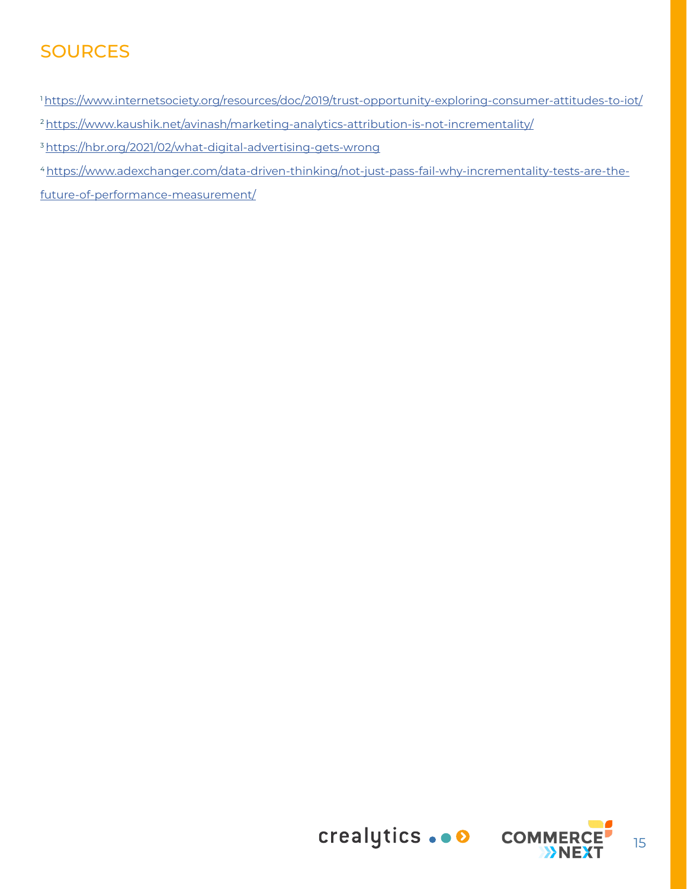## SOURCES

[1] https://www.internetsociety.org/resources/doc/2019/trust-opportunity-exploring-consumer-attitudes-to-iot/

[2] https://www.kaushik.net/avinash/marketing-analytics-attribution-is-not-incrementality/

[3] https://hbr.org/2021/02/what-digital-advertising-gets-wrong

[4] https://www.adexchanger.com/data-driven-thinking/not-just-pass-fail-why-incrementality-tests-are-the-future-of-performance-measurement/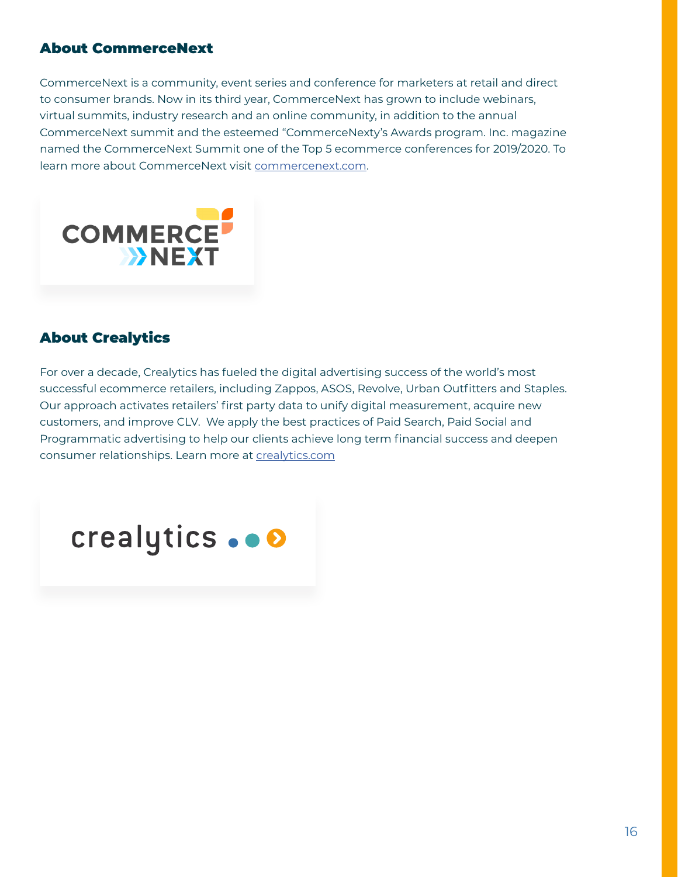## About CommerceNext

CommerceNext is a community, event series and conference for marketers at retail and direct to consumer brands. Now in its third year, CommerceNext has grown to include webinars, virtual summits, industry research and an online community, in addition to the annual CommerceNext summit and the esteemed "CommerceNexty's Awards program. Inc. magazine named the CommerceNext Summit one of the Top 5 ecommerce conferences for 2019/2020. To learn more about CommerceNext visit commercenext.com.

## About Crealytics

For over a decade, Crealytics has fueled the digital advertising success of the world's most successful ecommerce retailers, including Zappos, ASOS, Revolve, Urban Outfitters and Staples. Our approach activates retailers' first party data to unify digital measurement, acquire new customers, and improve CLV. We apply the best practices of Paid Search, Paid Social and Programmatic advertising to help our clients achieve long term financial success and deepen consumer relationships. Learn more at crealytics.com